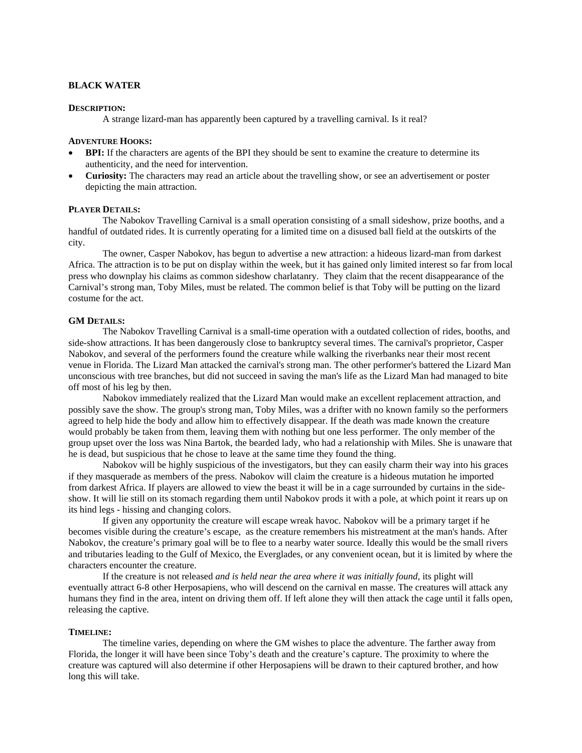# BLACK WATER

### Description:

A strange lizard-man has apparently been captured by a travelling carnival. Is it real?

### Adventure Hooks:

- **BPI:** If the characters are agents of the BPI they should be sent to examine the creature to determine its authenticity, and the need for intervention.
- **Curiosity:** The characters may read an article about the travelling show, or see an advertisement or poster depicting the main attraction.

### Player Details:

The Nabokov Travelling Carnival is a small operation consisting of a small sideshow, prize booths, and a handful of outdated rides. It is currently operating for a limited time on a disused ball field at the outskirts of the city.

The owner, Casper Nabokov, has begun to advertise a new attraction: a hideous lizard-man from darkest Africa. The attraction is to be put on display within the week, but it has gained only limited interest so far from local press who downplay his claims as common sideshow charlatanry. They claim that the recent disappearance of the Carnival's strong man, Toby Miles, must be related. The common belief is that Toby will be putting on the lizard costume for the act.

### GM Details:

The Nabokov Travelling Carnival is a small-time operation with a outdated collection of rides, booths, and side-show attractions. It has been dangerously close to bankruptcy several times. The carnival's proprietor, Casper Nabokov, and several of the performers found the creature while walking the riverbanks near their most recent venue in Florida. The Lizard Man attacked the carnival's strong man. The other performer's battered the Lizard Man unconscious with tree branches, but did not succeed in saving the man's life as the Lizard Man had managed to bite off most of his leg by then.

Nabokov immediately realized that the Lizard Man would make an excellent replacement attraction, and possibly save the show. The group's strong man, Toby Miles, was a drifter with no known family so the performers agreed to help hide the body and allow him to effectively disappear. If the death was made known the creature would probably be taken from them, leaving them with nothing but one less performer. The only member of the group upset over the loss was Nina Bartok, the bearded lady, who had a relationship with Miles. She is unaware that he is dead, but suspicious that he chose to leave at the same time they found the thing.

Nabokov will be highly suspicious of the investigators, but they can easily charm their way into his graces if they masquerade as members of the press. Nabokov will claim the creature is a hideous mutation he imported from darkest Africa. If players are allowed to view the beast it will be in a cage surrounded by curtains in the side-show. It will lie still on its stomach regarding them until Nabokov prods it with a pole, at which point it rears up on its hind legs - hissing and changing colors.

If given any opportunity the creature will escape wreak havoc. Nabokov will be a primary target if he becomes visible during the creature's escape, as the creature remembers his mistreatment at the man's hands. After Nabokov, the creature's primary goal will be to flee to a nearby water source. Ideally this would be the small rivers and tributaries leading to the Gulf of Mexico, the Everglades, or any convenient ocean, but it is limited by where the characters encounter the creature.

If the creature is not released *and is held near the area where it was initially found*, its plight will eventually attract 6-8 other Herposapiens, who will descend on the carnival en masse. The creatures will attack any humans they find in the area, intent on driving them off. If left alone they will then attack the cage until it falls open, releasing the captive.

### Timeline:

The timeline varies, depending on where the GM wishes to place the adventure. The farther away from Florida, the longer it will have been since Toby's death and the creature's capture. The proximity to where the creature was captured will also determine if other Herposapiens will be drawn to their captured brother, and how long this will take.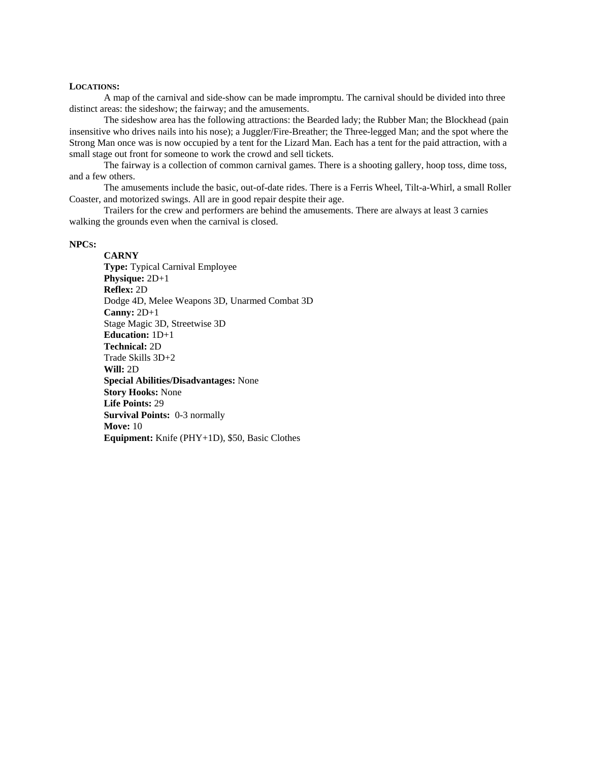**LOCATIONS:**

A map of the carnival and side-show can be made impromptu. The carnival should be divided into three distinct areas: the sideshow; the fairway; and the amusements.

The sideshow area has the following attractions: the Bearded lady; the Rubber Man; the Blockhead (pain insensitive who drives nails into his nose); a Juggler/Fire-Breather; the Three-legged Man; and the spot where the Strong Man once was is now occupied by a tent for the Lizard Man. Each has a tent for the paid attraction, with a small stage out front for someone to work the crowd and sell tickets.

The fairway is a collection of common carnival games. There is a shooting gallery, hoop toss, dime toss, and a few others.

The amusements include the basic, out-of-date rides. There is a Ferris Wheel, Tilt-a-Whirl, a small Roller Coaster, and motorized swings. All are in good repair despite their age.

Trailers for the crew and performers are behind the amusements. There are always at least 3 carnies walking the grounds even when the carnival is closed.

**NPCS:**

**CARNY**
**Type:** Typical Carnival Employee
**Physique:** 2D+1
**Reflex:** 2D
Dodge 4D, Melee Weapons 3D, Unarmed Combat 3D
**Canny:** 2D+1
Stage Magic 3D, Streetwise 3D
**Education:** 1D+1
**Technical:** 2D
Trade Skills 3D+2
**Will:** 2D
**Special Abilities/Disadvantages:** None
**Story Hooks:** None
**Life Points:** 29
**Survival Points:** 0-3 normally
**Move:** 10
**Equipment:** Knife (PHY+1D), $50, Basic Clothes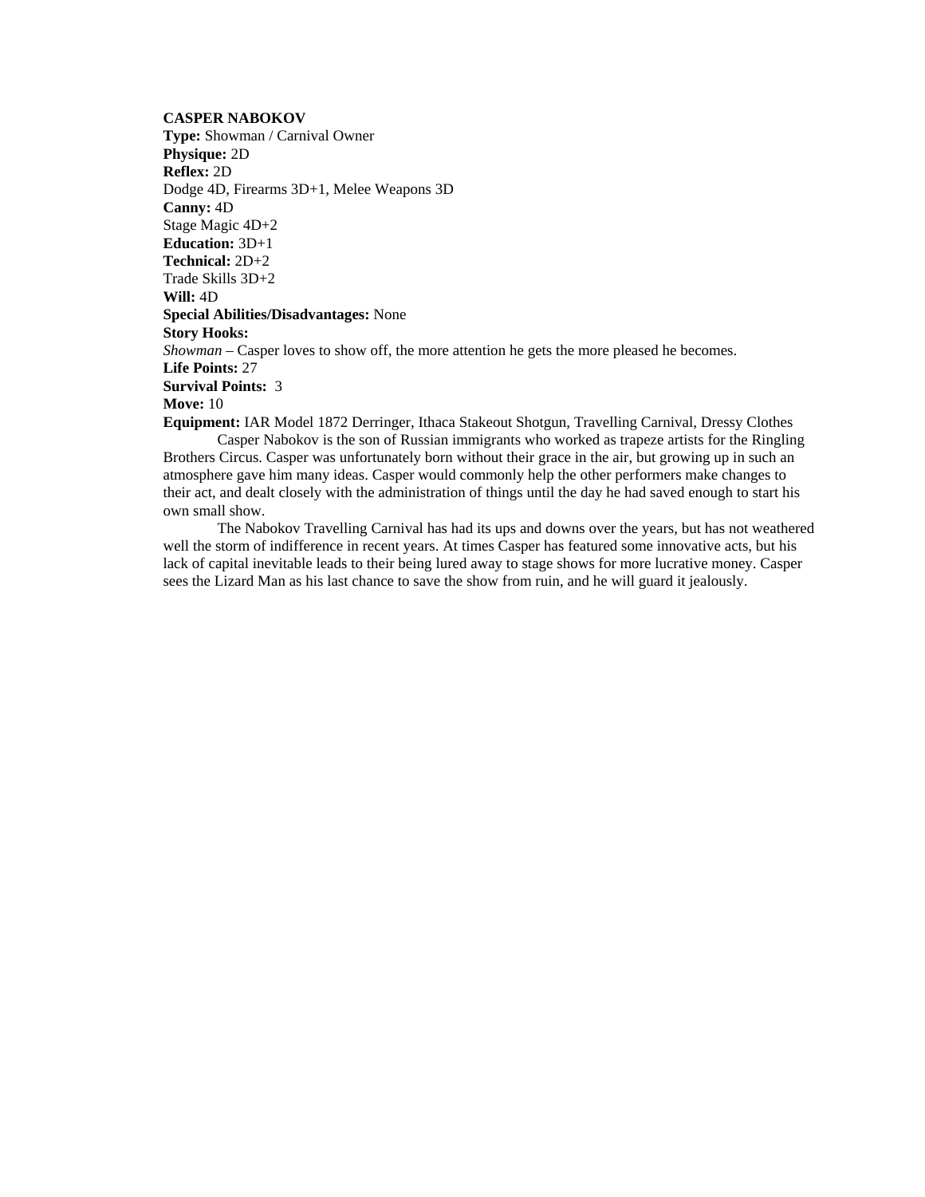**CASPER NABOKOV**
**Type:** Showman / Carnival Owner
**Physique:** 2D
**Reflex:** 2D
Dodge 4D, Firearms 3D+1, Melee Weapons 3D
**Canny:** 4D
Stage Magic 4D+2
**Education:** 3D+1
**Technical:** 2D+2
Trade Skills 3D+2
**Will:** 4D
**Special Abilities/Disadvantages:** None
**Story Hooks:**
*Showman* – Casper loves to show off, the more attention he gets the more pleased he becomes.
**Life Points:** 27
**Survival Points:** 3
**Move:** 10
**Equipment:** IAR Model 1872 Derringer, Ithaca Stakeout Shotgun, Travelling Carnival, Dressy Clothes

Casper Nabokov is the son of Russian immigrants who worked as trapeze artists for the Ringling Brothers Circus. Casper was unfortunately born without their grace in the air, but growing up in such an atmosphere gave him many ideas. Casper would commonly help the other performers make changes to their act, and dealt closely with the administration of things until the day he had saved enough to start his own small show.

The Nabokov Travelling Carnival has had its ups and downs over the years, but has not weathered well the storm of indifference in recent years. At times Casper has featured some innovative acts, but his lack of capital inevitable leads to their being lured away to stage shows for more lucrative money. Casper sees the Lizard Man as his last chance to save the show from ruin, and he will guard it jealously.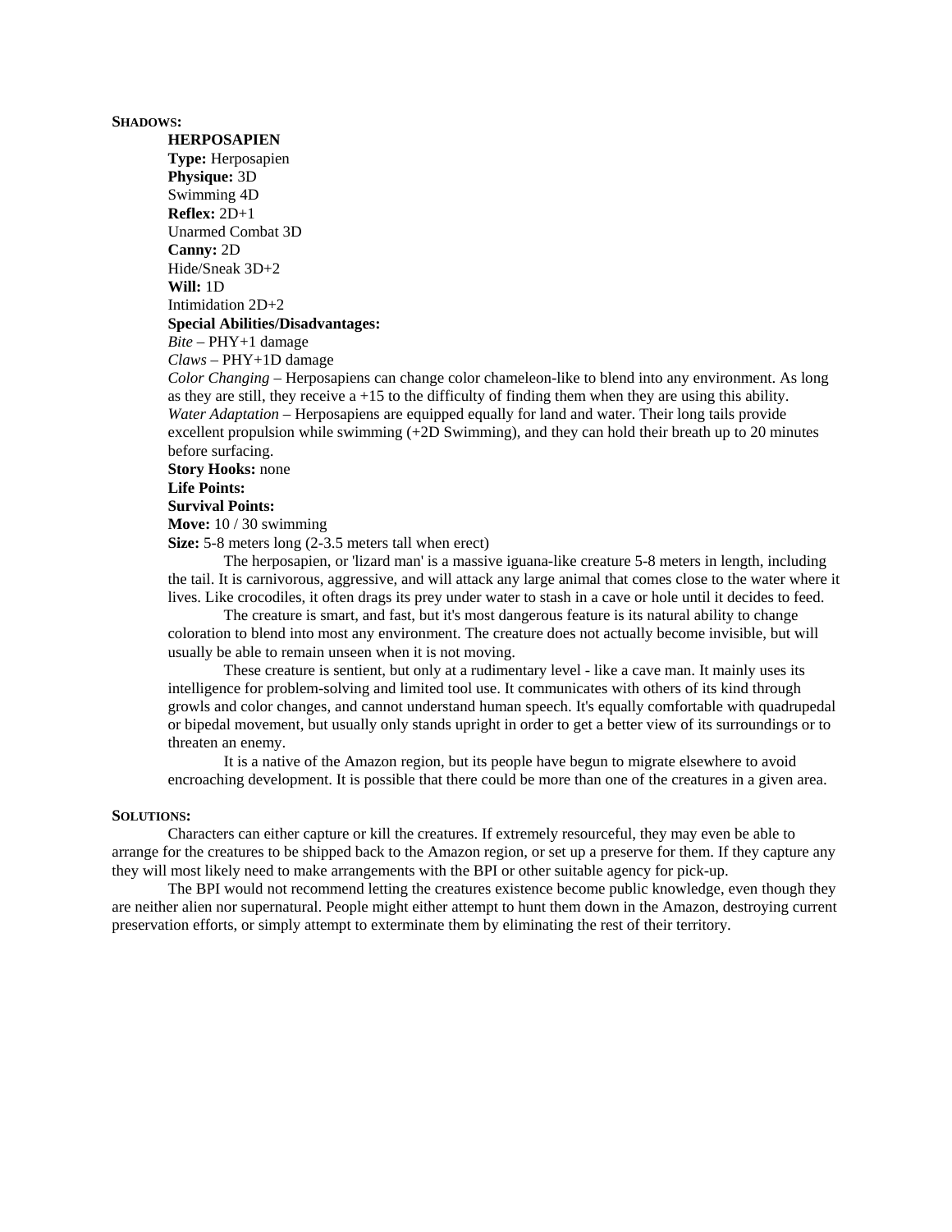**SHADOWS:**

**HERPOSAPIEN**

**Type:** Herposapien

**Physique:** 3D

Swimming 4D

**Reflex:** 2D+1

Unarmed Combat 3D

**Canny:** 2D

Hide/Sneak 3D+2

**Will:** 1D

Intimidation 2D+2

**Special Abilities/Disadvantages:**

*Bite* – PHY+1 damage

*Claws* – PHY+1D damage

*Color Changing* – Herposapiens can change color chameleon-like to blend into any environment. As long as they are still, they receive a +15 to the difficulty of finding them when they are using this ability.

*Water Adaptation* – Herposapiens are equipped equally for land and water. Their long tails provide excellent propulsion while swimming (+2D Swimming), and they can hold their breath up to 20 minutes before surfacing.

**Story Hooks:** none

**Life Points:**

**Survival Points:**

**Move:** 10 / 30 swimming

**Size:** 5-8 meters long (2-3.5 meters tall when erect)

The herposapien, or 'lizard man' is a massive iguana-like creature 5-8 meters in length, including the tail. It is carnivorous, aggressive, and will attack any large animal that comes close to the water where it lives. Like crocodiles, it often drags its prey under water to stash in a cave or hole until it decides to feed.

The creature is smart, and fast, but it's most dangerous feature is its natural ability to change coloration to blend into most any environment. The creature does not actually become invisible, but will usually be able to remain unseen when it is not moving.

These creature is sentient, but only at a rudimentary level - like a cave man. It mainly uses its intelligence for problem-solving and limited tool use. It communicates with others of its kind through growls and color changes, and cannot understand human speech. It's equally comfortable with quadrupedal or bipedal movement, but usually only stands upright in order to get a better view of its surroundings or to threaten an enemy.

It is a native of the Amazon region, but its people have begun to migrate elsewhere to avoid encroaching development. It is possible that there could be more than one of the creatures in a given area.

**SOLUTIONS:**

Characters can either capture or kill the creatures. If extremely resourceful, they may even be able to arrange for the creatures to be shipped back to the Amazon region, or set up a preserve for them. If they capture any they will most likely need to make arrangements with the BPI or other suitable agency for pick-up.

The BPI would not recommend letting the creatures existence become public knowledge, even though they are neither alien nor supernatural. People might either attempt to hunt them down in the Amazon, destroying current preservation efforts, or simply attempt to exterminate them by eliminating the rest of their territory.